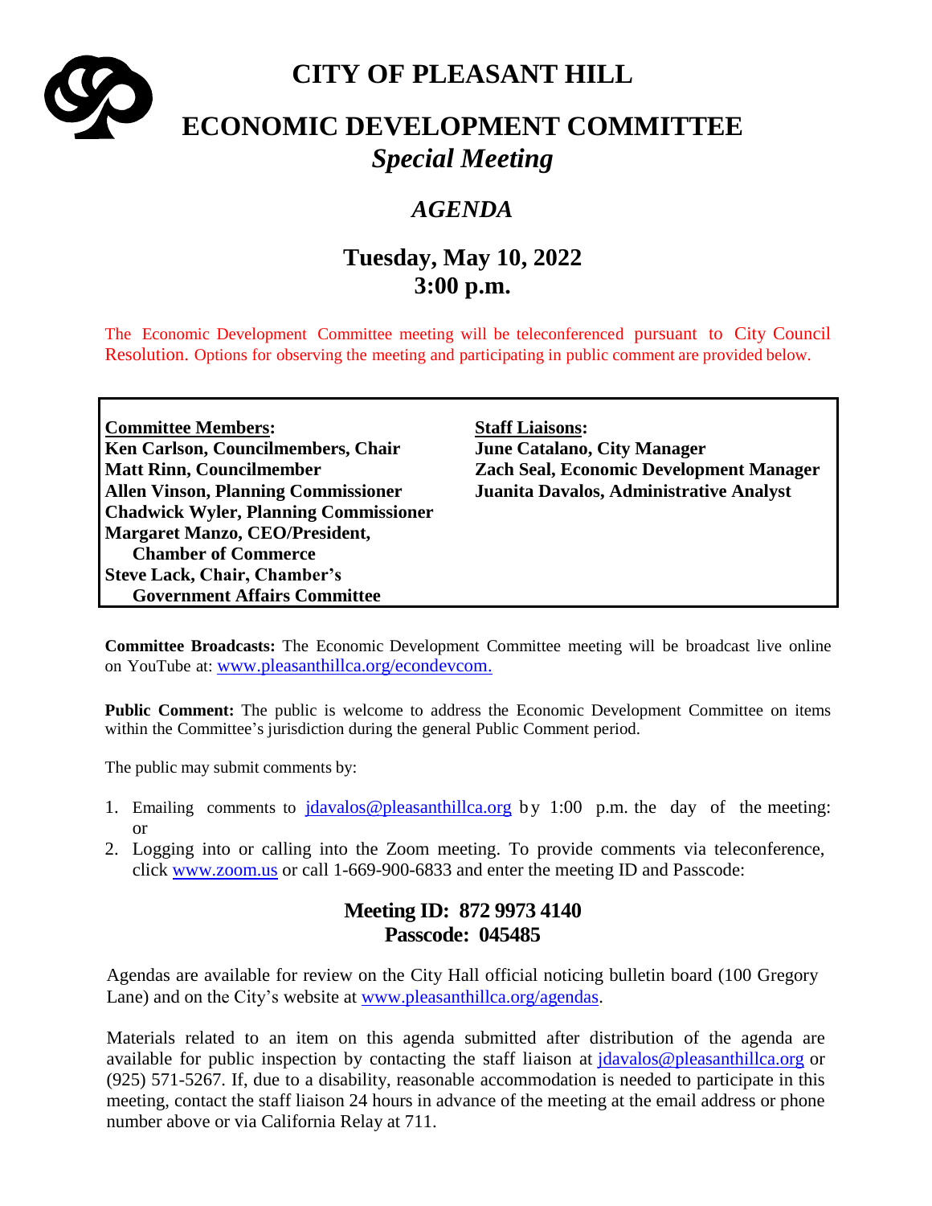# CITY OF PLEASANT HILL

# ECONOMIC DEVELOPMENT COMMITTEE

## *Special Meeting*

## *AGENDA*

## Tuesday, May 10, 2022
## 3:00 p.m.

The Economic Development Committee meeting will be teleconferenced pursuant to City Council Resolution. Options for observing the meeting and participating in public comment are provided below.

| **Committee Members:** | **Staff Liaisons:** |
|---|---|
| **Ken Carlson, Councilmembers, Chair** | **June Catalano, City Manager** |
| **Matt Rinn, Councilmember** | **Zach Seal, Economic Development Manager** |
| **Allen Vinson, Planning Commissioner** | **Juanita Davalos, Administrative Analyst** |
| **Chadwick Wyler, Planning Commissioner** | |
| **Margaret Manzo, CEO/President, Chamber of Commerce** | |
| **Steve Lack, Chair, Chamber's Government Affairs Committee** | |

**Committee Broadcasts:** The Economic Development Committee meeting will be broadcast live online on YouTube at: www.pleasanthillca.org/econdevcom.

**Public Comment:** The public is welcome to address the Economic Development Committee on items within the Committee's jurisdiction during the general Public Comment period.

The public may submit comments by:

1. Emailing comments to jdavalos@pleasanthillca.org by 1:00 p.m. the day of the meeting: or
2. Logging into or calling into the Zoom meeting. To provide comments via teleconference, click www.zoom.us or call 1-669-900-6833 and enter the meeting ID and Passcode:

**Meeting ID: 872 9973 4140**
**Passcode: 045485**

Agendas are available for review on the City Hall official noticing bulletin board (100 Gregory Lane) and on the City's website at www.pleasanthillca.org/agendas.

Materials related to an item on this agenda submitted after distribution of the agenda are available for public inspection by contacting the staff liaison at jdavalos@pleasanthillca.org or (925) 571-5267. If, due to a disability, reasonable accommodation is needed to participate in this meeting, contact the staff liaison 24 hours in advance of the meeting at the email address or phone number above or via California Relay at 711.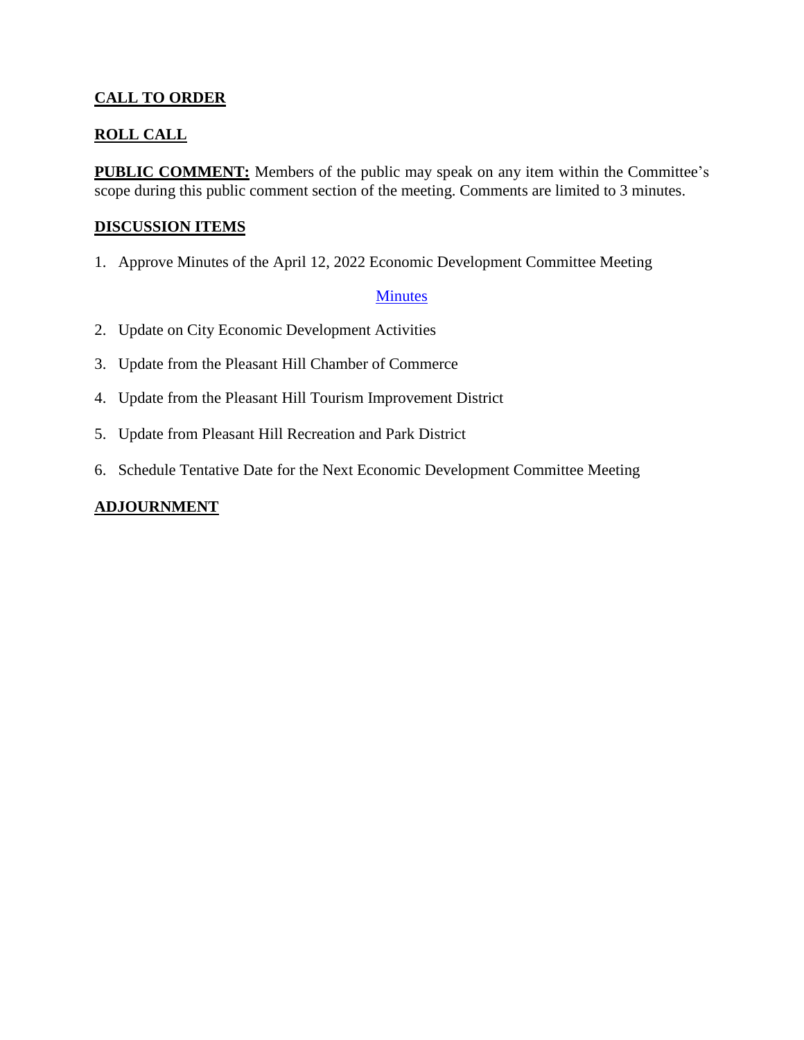**CALL TO ORDER**

**ROLL CALL**

**PUBLIC COMMENT:** Members of the public may speak on any item within the Committee's scope during this public comment section of the meeting. Comments are limited to 3 minutes.

**DISCUSSION ITEMS**

1. Approve Minutes of the April 12, 2022 Economic Development Committee Meeting

   Minutes

2. Update on City Economic Development Activities
3. Update from the Pleasant Hill Chamber of Commerce
4. Update from the Pleasant Hill Tourism Improvement District
5. Update from Pleasant Hill Recreation and Park District
6. Schedule Tentative Date for the Next Economic Development Committee Meeting

**ADJOURNMENT**